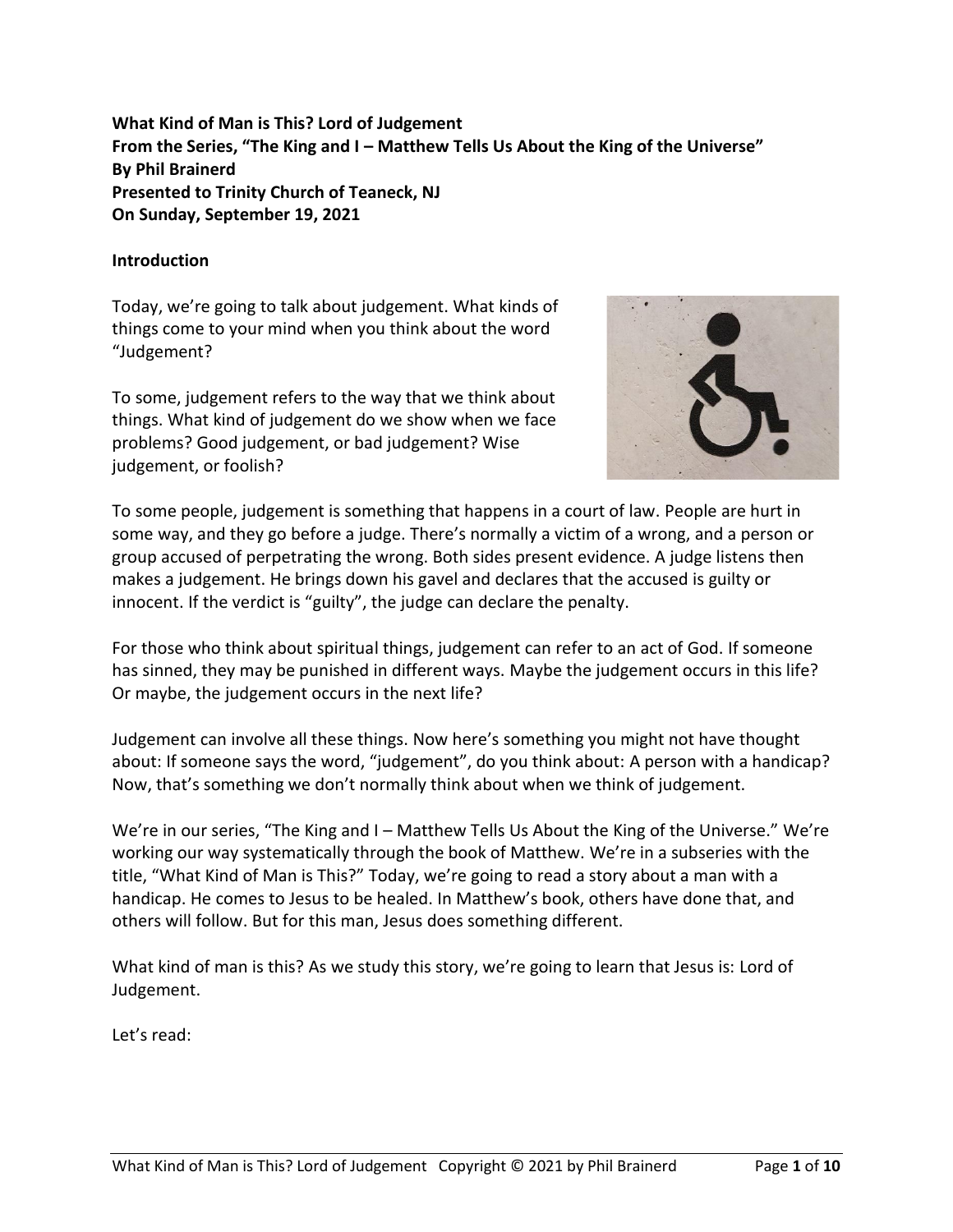**What Kind of Man is This? Lord of Judgement**
**From the Series, "The King and I – Matthew Tells Us About the King of the Universe"**
**By Phil Brainerd**
**Presented to Trinity Church of Teaneck, NJ**
**On Sunday, September 19, 2021**

**Introduction**

Today, we're going to talk about judgement. What kinds of things come to your mind when you think about the word "Judgement?

To some, judgement refers to the way that we think about things. What kind of judgement do we show when we face problems? Good judgement, or bad judgement? Wise judgement, or foolish?

To some people, judgement is something that happens in a court of law. People are hurt in some way, and they go before a judge. There's normally a victim of a wrong, and a person or group accused of perpetrating the wrong. Both sides present evidence. A judge listens then makes a judgement. He brings down his gavel and declares that the accused is guilty or innocent. If the verdict is "guilty", the judge can declare the penalty.

For those who think about spiritual things, judgement can refer to an act of God. If someone has sinned, they may be punished in different ways. Maybe the judgement occurs in this life? Or maybe, the judgement occurs in the next life?

Judgement can involve all these things. Now here's something you might not have thought about: If someone says the word, "judgement", do you think about: A person with a handicap? Now, that's something we don't normally think about when we think of judgement.

We're in our series, "The King and I – Matthew Tells Us About the King of the Universe." We're working our way systematically through the book of Matthew. We're in a subseries with the title, "What Kind of Man is This?" Today, we're going to read a story about a man with a handicap. He comes to Jesus to be healed. In Matthew's book, others have done that, and others will follow. But for this man, Jesus does something different.

What kind of man is this? As we study this story, we're going to learn that Jesus is: Lord of Judgement.

Let's read: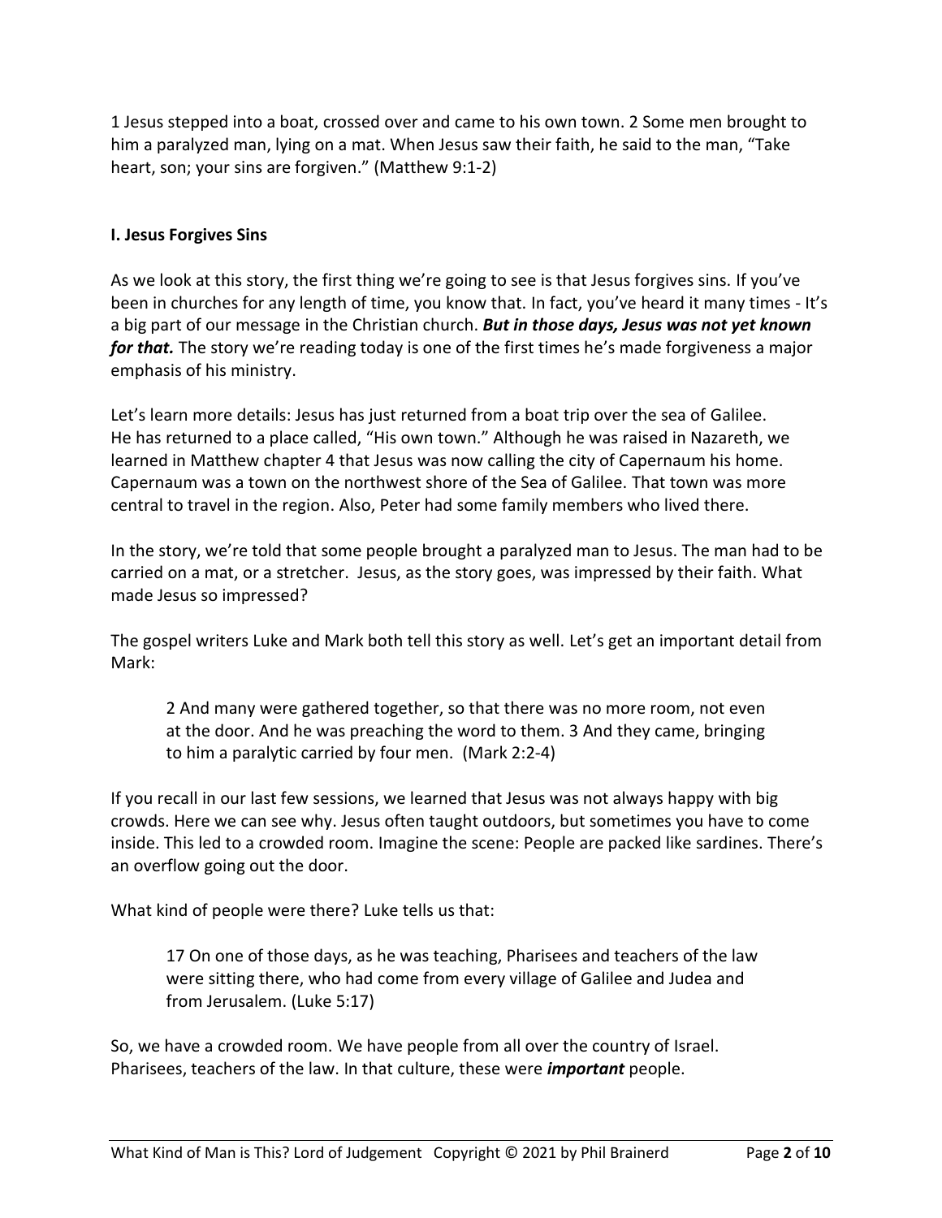1 Jesus stepped into a boat, crossed over and came to his own town. 2 Some men brought to him a paralyzed man, lying on a mat. When Jesus saw their faith, he said to the man, "Take heart, son; your sins are forgiven." (Matthew 9:1-2)

**I. Jesus Forgives Sins**

As we look at this story, the first thing we're going to see is that Jesus forgives sins. If you've been in churches for any length of time, you know that. In fact, you've heard it many times - It's a big part of our message in the Christian church. ***But in those days, Jesus was not yet known for that.*** The story we're reading today is one of the first times he's made forgiveness a major emphasis of his ministry.

Let's learn more details: Jesus has just returned from a boat trip over the sea of Galilee. He has returned to a place called, "His own town." Although he was raised in Nazareth, we learned in Matthew chapter 4 that Jesus was now calling the city of Capernaum his home. Capernaum was a town on the northwest shore of the Sea of Galilee. That town was more central to travel in the region. Also, Peter had some family members who lived there.

In the story, we're told that some people brought a paralyzed man to Jesus. The man had to be carried on a mat, or a stretcher. Jesus, as the story goes, was impressed by their faith. What made Jesus so impressed?

The gospel writers Luke and Mark both tell this story as well. Let's get an important detail from Mark:

> 2 And many were gathered together, so that there was no more room, not even at the door. And he was preaching the word to them. 3 And they came, bringing to him a paralytic carried by four men. (Mark 2:2-4)

If you recall in our last few sessions, we learned that Jesus was not always happy with big crowds. Here we can see why. Jesus often taught outdoors, but sometimes you have to come inside. This led to a crowded room. Imagine the scene: People are packed like sardines. There's an overflow going out the door.

What kind of people were there? Luke tells us that:

> 17 On one of those days, as he was teaching, Pharisees and teachers of the law were sitting there, who had come from every village of Galilee and Judea and from Jerusalem. (Luke 5:17)

So, we have a crowded room. We have people from all over the country of Israel. Pharisees, teachers of the law. In that culture, these were ***important*** people.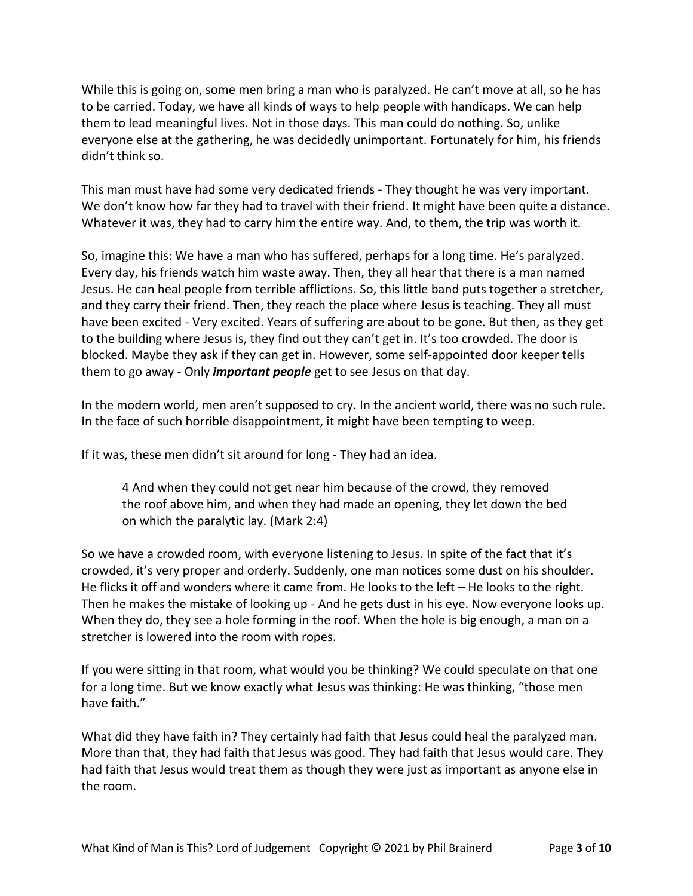While this is going on, some men bring a man who is paralyzed. He can't move at all, so he has to be carried. Today, we have all kinds of ways to help people with handicaps. We can help them to lead meaningful lives. Not in those days. This man could do nothing. So, unlike everyone else at the gathering, he was decidedly unimportant. Fortunately for him, his friends didn't think so.

This man must have had some very dedicated friends - They thought he was very important. We don't know how far they had to travel with their friend. It might have been quite a distance. Whatever it was, they had to carry him the entire way. And, to them, the trip was worth it.

So, imagine this: We have a man who has suffered, perhaps for a long time. He's paralyzed. Every day, his friends watch him waste away. Then, they all hear that there is a man named Jesus. He can heal people from terrible afflictions. So, this little band puts together a stretcher, and they carry their friend. Then, they reach the place where Jesus is teaching. They all must have been excited - Very excited. Years of suffering are about to be gone. But then, as they get to the building where Jesus is, they find out they can't get in. It's too crowded. The door is blocked. Maybe they ask if they can get in. However, some self-appointed door keeper tells them to go away - Only ***important people*** get to see Jesus on that day.

In the modern world, men aren't supposed to cry. In the ancient world, there was no such rule. In the face of such horrible disappointment, it might have been tempting to weep.

If it was, these men didn't sit around for long - They had an idea.

> 4 And when they could not get near him because of the crowd, they removed the roof above him, and when they had made an opening, they let down the bed on which the paralytic lay. (Mark 2:4)

So we have a crowded room, with everyone listening to Jesus. In spite of the fact that it's crowded, it's very proper and orderly. Suddenly, one man notices some dust on his shoulder. He flicks it off and wonders where it came from. He looks to the left – He looks to the right. Then he makes the mistake of looking up - And he gets dust in his eye. Now everyone looks up. When they do, they see a hole forming in the roof. When the hole is big enough, a man on a stretcher is lowered into the room with ropes.

If you were sitting in that room, what would you be thinking? We could speculate on that one for a long time. But we know exactly what Jesus was thinking: He was thinking, "those men have faith."

What did they have faith in? They certainly had faith that Jesus could heal the paralyzed man. More than that, they had faith that Jesus was good. They had faith that Jesus would care. They had faith that Jesus would treat them as though they were just as important as anyone else in the room.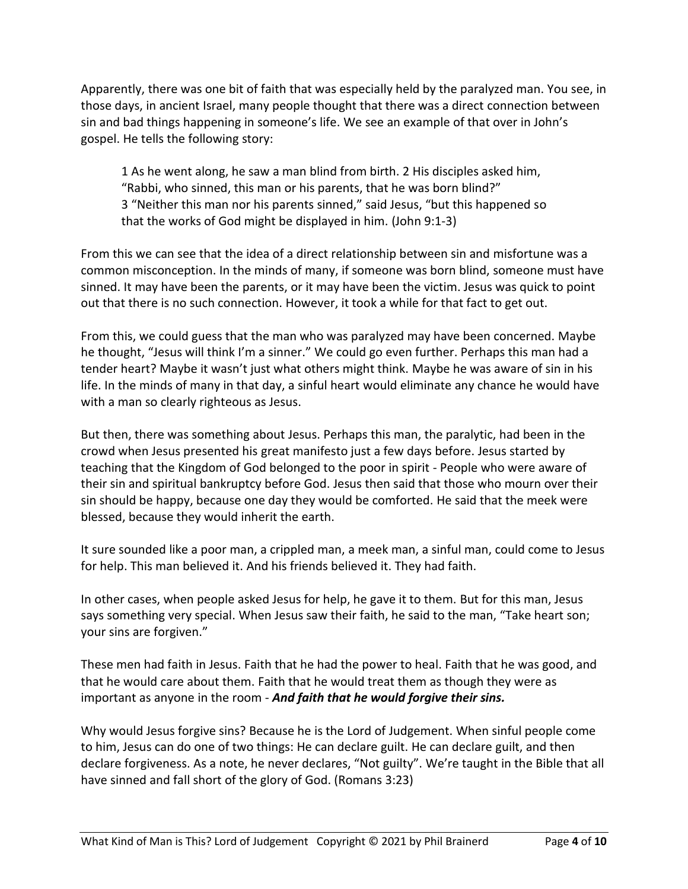Apparently, there was one bit of faith that was especially held by the paralyzed man. You see, in those days, in ancient Israel, many people thought that there was a direct connection between sin and bad things happening in someone's life. We see an example of that over in John's gospel. He tells the following story:

> 1 As he went along, he saw a man blind from birth. 2 His disciples asked him, "Rabbi, who sinned, this man or his parents, that he was born blind?"
> 3 "Neither this man nor his parents sinned," said Jesus, "but this happened so that the works of God might be displayed in him. (John 9:1-3)

From this we can see that the idea of a direct relationship between sin and misfortune was a common misconception. In the minds of many, if someone was born blind, someone must have sinned. It may have been the parents, or it may have been the victim. Jesus was quick to point out that there is no such connection. However, it took a while for that fact to get out.

From this, we could guess that the man who was paralyzed may have been concerned. Maybe he thought, "Jesus will think I'm a sinner." We could go even further. Perhaps this man had a tender heart? Maybe it wasn't just what others might think. Maybe he was aware of sin in his life. In the minds of many in that day, a sinful heart would eliminate any chance he would have with a man so clearly righteous as Jesus.

But then, there was something about Jesus. Perhaps this man, the paralytic, had been in the crowd when Jesus presented his great manifesto just a few days before. Jesus started by teaching that the Kingdom of God belonged to the poor in spirit - People who were aware of their sin and spiritual bankruptcy before God. Jesus then said that those who mourn over their sin should be happy, because one day they would be comforted. He said that the meek were blessed, because they would inherit the earth.

It sure sounded like a poor man, a crippled man, a meek man, a sinful man, could come to Jesus for help. This man believed it. And his friends believed it. They had faith.

In other cases, when people asked Jesus for help, he gave it to them. But for this man, Jesus says something very special. When Jesus saw their faith, he said to the man, "Take heart son; your sins are forgiven."

These men had faith in Jesus. Faith that he had the power to heal. Faith that he was good, and that he would care about them. Faith that he would treat them as though they were as important as anyone in the room - ***And faith that he would forgive their sins.***

Why would Jesus forgive sins? Because he is the Lord of Judgement. When sinful people come to him, Jesus can do one of two things: He can declare guilt. He can declare guilt, and then declare forgiveness. As a note, he never declares, "Not guilty". We're taught in the Bible that all have sinned and fall short of the glory of God. (Romans 3:23)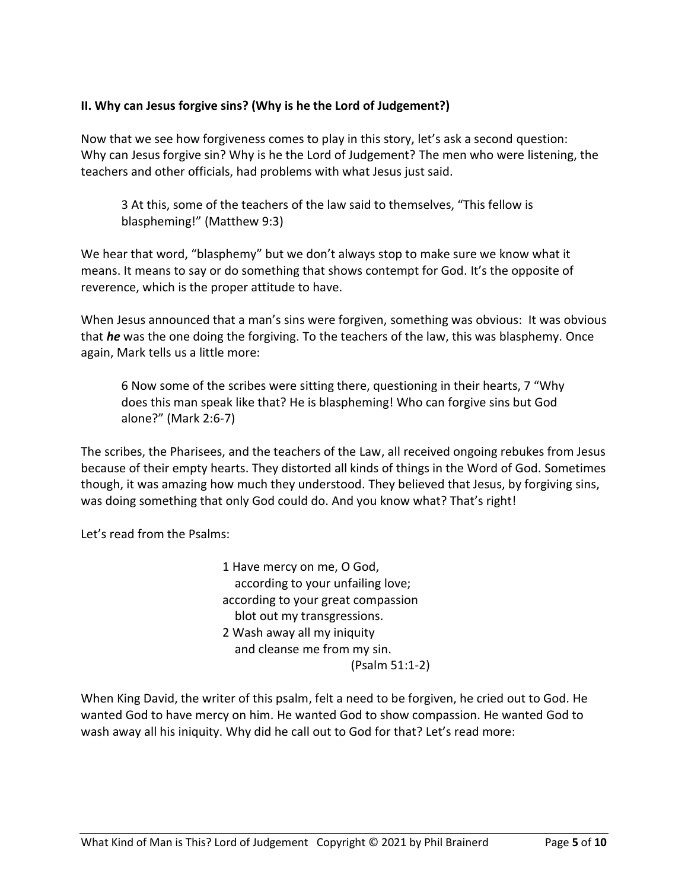**II. Why can Jesus forgive sins? (Why is he the Lord of Judgement?)**

Now that we see how forgiveness comes to play in this story, let's ask a second question: Why can Jesus forgive sin? Why is he the Lord of Judgement? The men who were listening, the teachers and other officials, had problems with what Jesus just said.

> 3 At this, some of the teachers of the law said to themselves, "This fellow is blaspheming!" (Matthew 9:3)

We hear that word, "blasphemy" but we don't always stop to make sure we know what it means. It means to say or do something that shows contempt for God. It's the opposite of reverence, which is the proper attitude to have.

When Jesus announced that a man's sins were forgiven, something was obvious: It was obvious that ***he*** was the one doing the forgiving. To the teachers of the law, this was blasphemy. Once again, Mark tells us a little more:

> 6 Now some of the scribes were sitting there, questioning in their hearts, 7 "Why does this man speak like that? He is blaspheming! Who can forgive sins but God alone?" (Mark 2:6-7)

The scribes, the Pharisees, and the teachers of the Law, all received ongoing rebukes from Jesus because of their empty hearts. They distorted all kinds of things in the Word of God. Sometimes though, it was amazing how much they understood. They believed that Jesus, by forgiving sins, was doing something that only God could do. And you know what? That's right!

Let's read from the Psalms:

> 1 Have mercy on me, O God,
> according to your unfailing love;
> according to your great compassion
> blot out my transgressions.
> 2 Wash away all my iniquity
> and cleanse me from my sin.
> (Psalm 51:1-2)

When King David, the writer of this psalm, felt a need to be forgiven, he cried out to God. He wanted God to have mercy on him. He wanted God to show compassion. He wanted God to wash away all his iniquity. Why did he call out to God for that? Let's read more: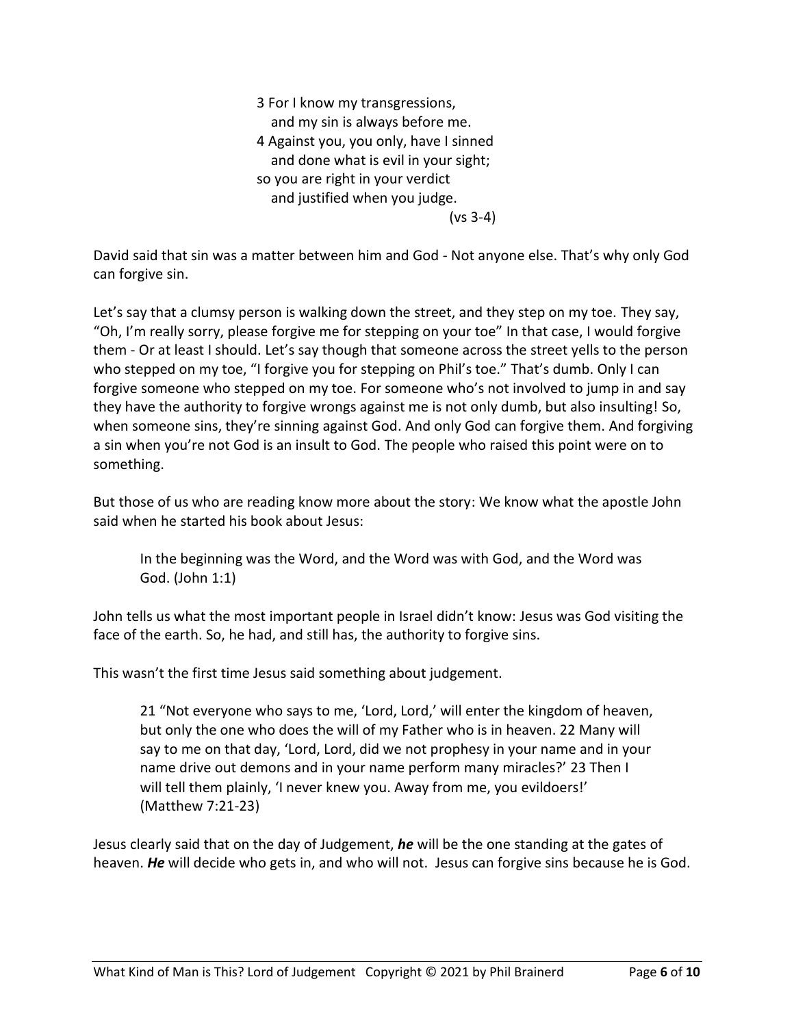> 3 For I know my transgressions,
> and my sin is always before me.
> 4 Against you, you only, have I sinned
> and done what is evil in your sight;
> so you are right in your verdict
> and justified when you judge.
> (vs 3-4)

David said that sin was a matter between him and God - Not anyone else. That's why only God can forgive sin.

Let's say that a clumsy person is walking down the street, and they step on my toe. They say, "Oh, I'm really sorry, please forgive me for stepping on your toe" In that case, I would forgive them - Or at least I should. Let's say though that someone across the street yells to the person who stepped on my toe, "I forgive you for stepping on Phil's toe." That's dumb. Only I can forgive someone who stepped on my toe. For someone who's not involved to jump in and say they have the authority to forgive wrongs against me is not only dumb, but also insulting! So, when someone sins, they're sinning against God. And only God can forgive them. And forgiving a sin when you're not God is an insult to God. The people who raised this point were on to something.

But those of us who are reading know more about the story: We know what the apostle John said when he started his book about Jesus:

> In the beginning was the Word, and the Word was with God, and the Word was God. (John 1:1)

John tells us what the most important people in Israel didn't know: Jesus was God visiting the face of the earth. So, he had, and still has, the authority to forgive sins.

This wasn't the first time Jesus said something about judgement.

> 21 "Not everyone who says to me, 'Lord, Lord,' will enter the kingdom of heaven, but only the one who does the will of my Father who is in heaven. 22 Many will say to me on that day, 'Lord, Lord, did we not prophesy in your name and in your name drive out demons and in your name perform many miracles?' 23 Then I will tell them plainly, 'I never knew you. Away from me, you evildoers!' (Matthew 7:21-23)

Jesus clearly said that on the day of Judgement, ***he*** will be the one standing at the gates of heaven. ***He*** will decide who gets in, and who will not. Jesus can forgive sins because he is God.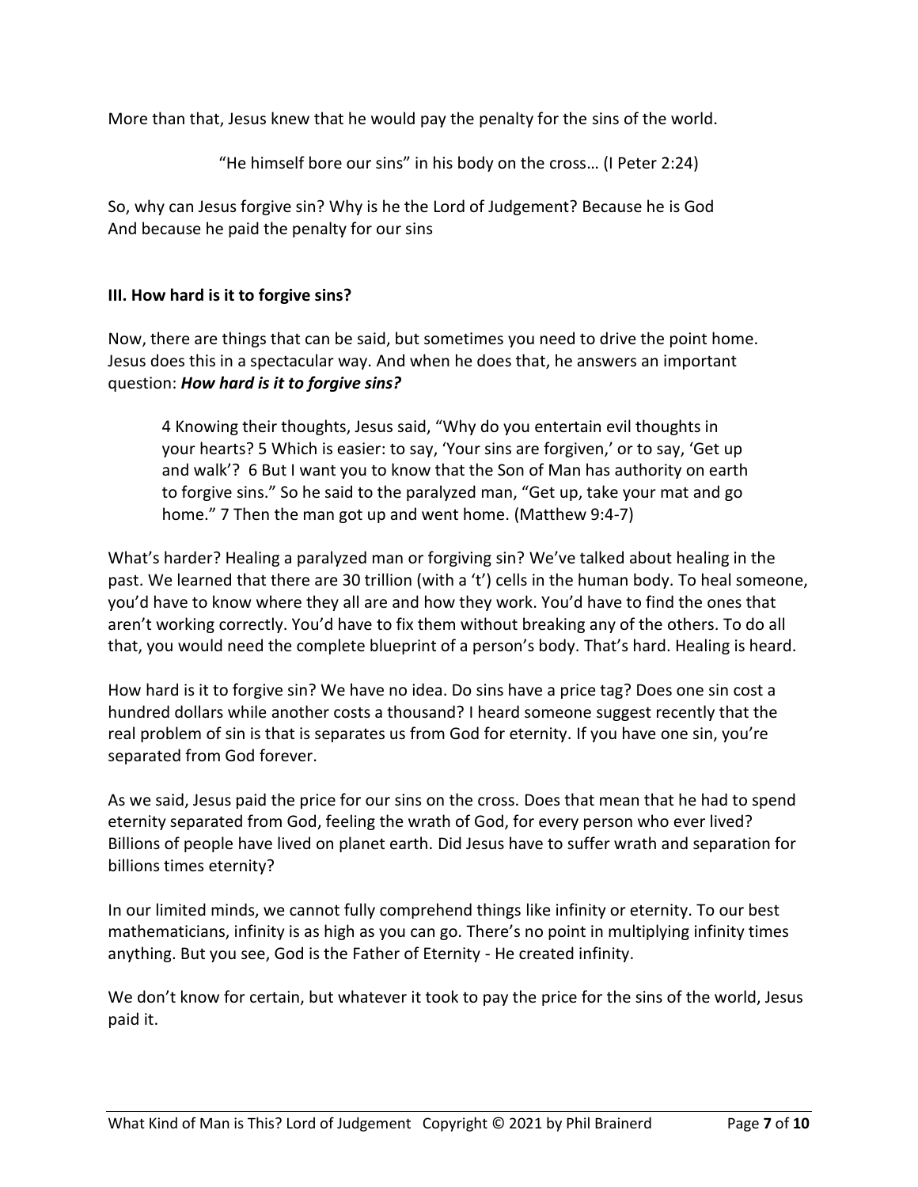More than that, Jesus knew that he would pay the penalty for the sins of the world.

> "He himself bore our sins" in his body on the cross… (I Peter 2:24)

So, why can Jesus forgive sin? Why is he the Lord of Judgement? Because he is God
And because he paid the penalty for our sins

### III. How hard is it to forgive sins?

Now, there are things that can be said, but sometimes you need to drive the point home. Jesus does this in a spectacular way. And when he does that, he answers an important question: ***How hard is it to forgive sins?***

> 4 Knowing their thoughts, Jesus said, "Why do you entertain evil thoughts in your hearts? 5 Which is easier: to say, 'Your sins are forgiven,' or to say, 'Get up and walk'? 6 But I want you to know that the Son of Man has authority on earth to forgive sins." So he said to the paralyzed man, "Get up, take your mat and go home." 7 Then the man got up and went home. (Matthew 9:4-7)

What's harder? Healing a paralyzed man or forgiving sin? We've talked about healing in the past. We learned that there are 30 trillion (with a 't') cells in the human body. To heal someone, you'd have to know where they all are and how they work. You'd have to find the ones that aren't working correctly. You'd have to fix them without breaking any of the others. To do all that, you would need the complete blueprint of a person's body. That's hard. Healing is heard.

How hard is it to forgive sin? We have no idea. Do sins have a price tag? Does one sin cost a hundred dollars while another costs a thousand? I heard someone suggest recently that the real problem of sin is that is separates us from God for eternity. If you have one sin, you're separated from God forever.

As we said, Jesus paid the price for our sins on the cross. Does that mean that he had to spend eternity separated from God, feeling the wrath of God, for every person who ever lived? Billions of people have lived on planet earth. Did Jesus have to suffer wrath and separation for billions times eternity?

In our limited minds, we cannot fully comprehend things like infinity or eternity. To our best mathematicians, infinity is as high as you can go. There's no point in multiplying infinity times anything. But you see, God is the Father of Eternity - He created infinity.

We don't know for certain, but whatever it took to pay the price for the sins of the world, Jesus paid it.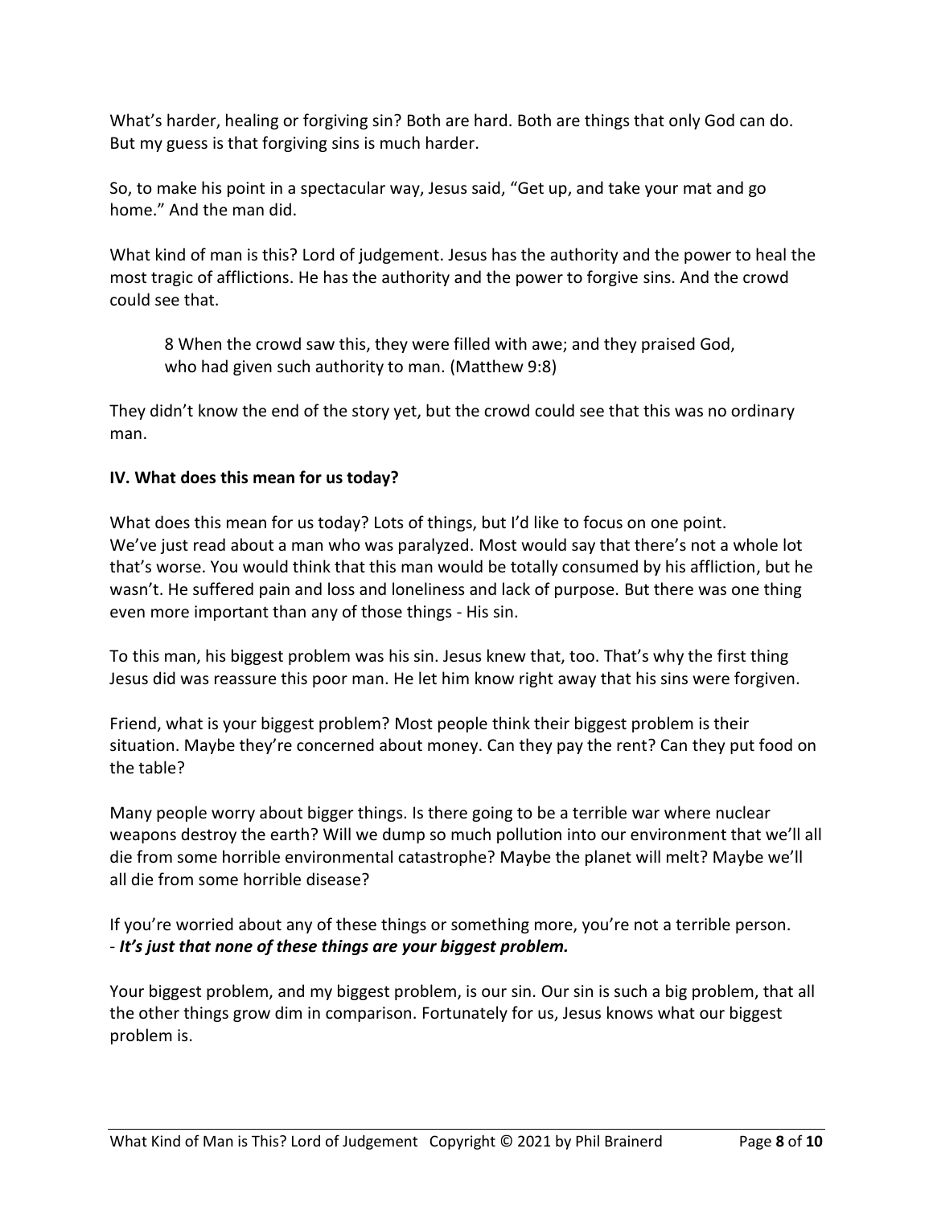What's harder, healing or forgiving sin? Both are hard. Both are things that only God can do. But my guess is that forgiving sins is much harder.

So, to make his point in a spectacular way, Jesus said, "Get up, and take your mat and go home." And the man did.

What kind of man is this? Lord of judgement. Jesus has the authority and the power to heal the most tragic of afflictions. He has the authority and the power to forgive sins. And the crowd could see that.

> 8 When the crowd saw this, they were filled with awe; and they praised God, who had given such authority to man. (Matthew 9:8)

They didn't know the end of the story yet, but the crowd could see that this was no ordinary man.

**IV. What does this mean for us today?**

What does this mean for us today? Lots of things, but I'd like to focus on one point.
We've just read about a man who was paralyzed. Most would say that there's not a whole lot that's worse. You would think that this man would be totally consumed by his affliction, but he wasn't. He suffered pain and loss and loneliness and lack of purpose. But there was one thing even more important than any of those things - His sin.

To this man, his biggest problem was his sin. Jesus knew that, too. That's why the first thing Jesus did was reassure this poor man. He let him know right away that his sins were forgiven.

Friend, what is your biggest problem? Most people think their biggest problem is their situation. Maybe they're concerned about money. Can they pay the rent? Can they put food on the table?

Many people worry about bigger things. Is there going to be a terrible war where nuclear weapons destroy the earth? Will we dump so much pollution into our environment that we'll all die from some horrible environmental catastrophe? Maybe the planet will melt? Maybe we'll all die from some horrible disease?

If you're worried about any of these things or something more, you're not a terrible person.
- ***It's just that none of these things are your biggest problem.***

Your biggest problem, and my biggest problem, is our sin. Our sin is such a big problem, that all the other things grow dim in comparison. Fortunately for us, Jesus knows what our biggest problem is.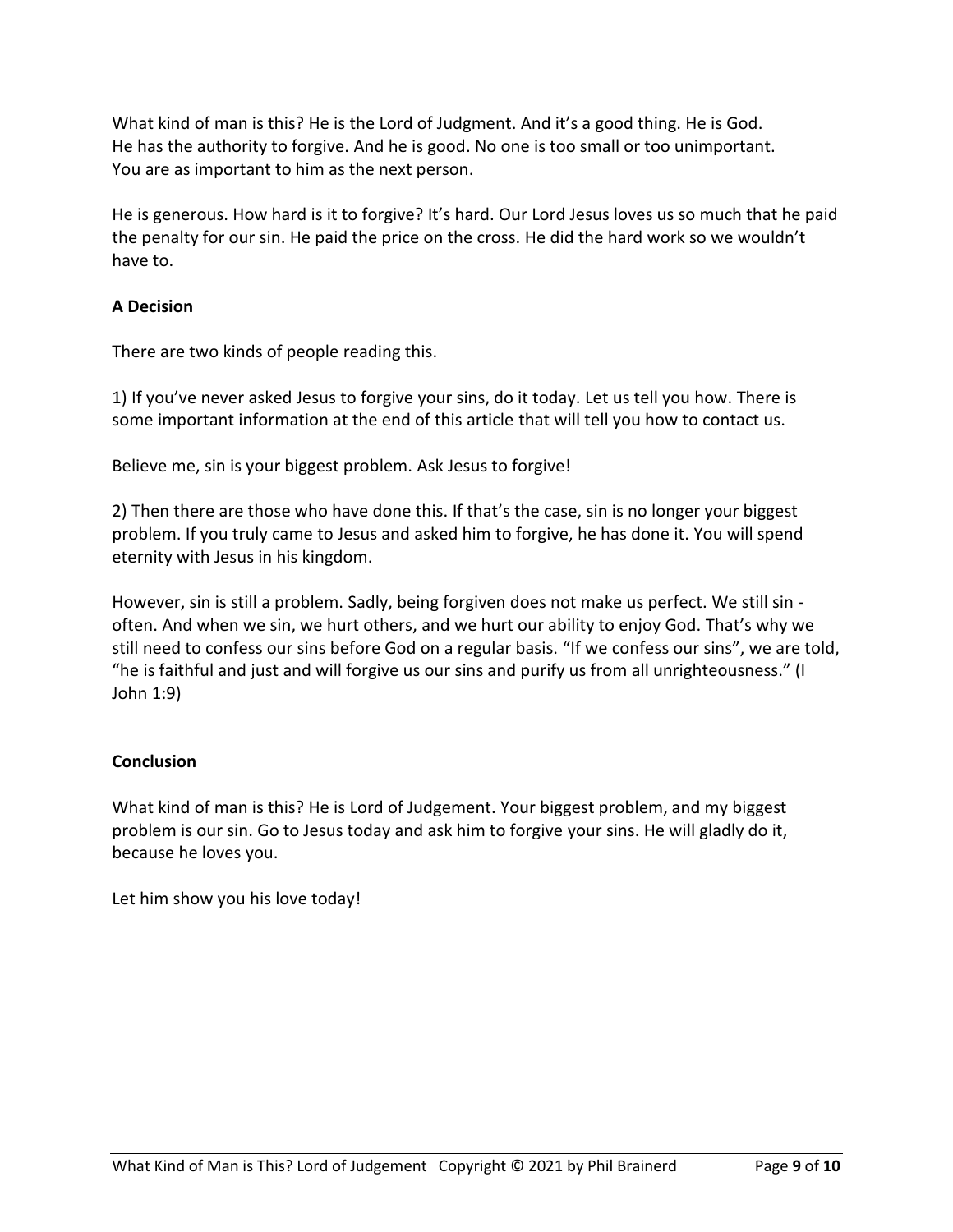What kind of man is this? He is the Lord of Judgment. And it's a good thing. He is God. He has the authority to forgive. And he is good. No one is too small or too unimportant. You are as important to him as the next person.

He is generous. How hard is it to forgive? It's hard. Our Lord Jesus loves us so much that he paid the penalty for our sin. He paid the price on the cross. He did the hard work so we wouldn't have to.

**A Decision**

There are two kinds of people reading this.

1) If you've never asked Jesus to forgive your sins, do it today. Let us tell you how. There is some important information at the end of this article that will tell you how to contact us.

Believe me, sin is your biggest problem. Ask Jesus to forgive!

2) Then there are those who have done this. If that's the case, sin is no longer your biggest problem. If you truly came to Jesus and asked him to forgive, he has done it. You will spend eternity with Jesus in his kingdom.

However, sin is still a problem. Sadly, being forgiven does not make us perfect. We still sin - often. And when we sin, we hurt others, and we hurt our ability to enjoy God. That's why we still need to confess our sins before God on a regular basis. "If we confess our sins", we are told, "he is faithful and just and will forgive us our sins and purify us from all unrighteousness." (I John 1:9)

**Conclusion**

What kind of man is this? He is Lord of Judgement. Your biggest problem, and my biggest problem is our sin. Go to Jesus today and ask him to forgive your sins. He will gladly do it, because he loves you.

Let him show you his love today!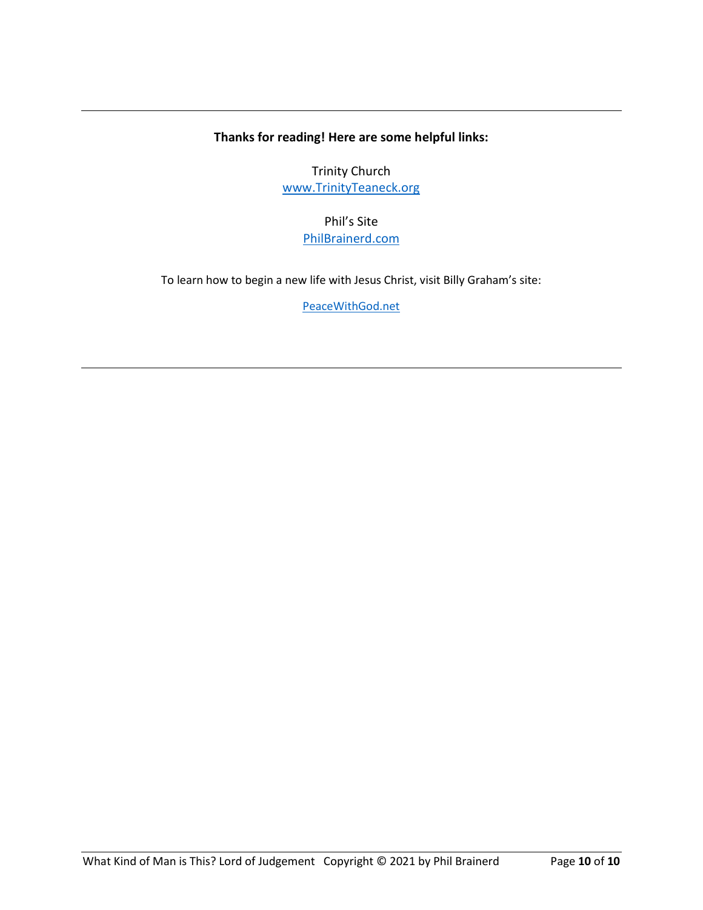**Thanks for reading! Here are some helpful links:**

Trinity Church
www.TrinityTeaneck.org

Phil's Site
PhilBrainerd.com

To learn how to begin a new life with Jesus Christ, visit Billy Graham's site:

PeaceWithGod.net